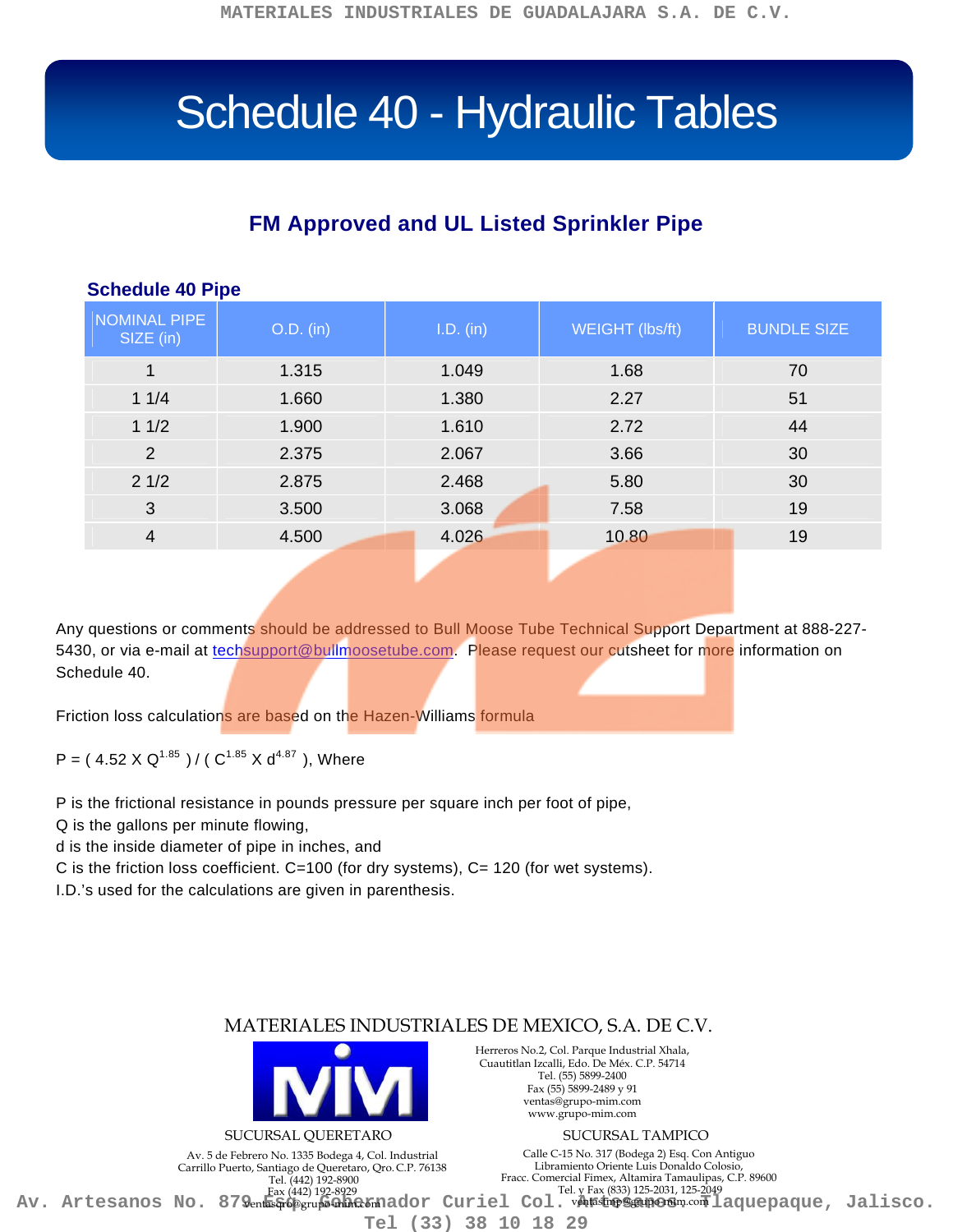# Schedule 40 - Hydraulic Tables

## FM Approved and UL Listed Sprinkler Pipe

### Schedule 40 Pipe

| NOMINAL PIPE SIZE (in) | O.D. (in) | I.D. (in) | WEIGHT (lbs/ft) | BUNDLE SIZE |
|---|---|---|---|---|
| 1 | 1.315 | 1.049 | 1.68 | 70 |
| 1 1/4 | 1.660 | 1.380 | 2.27 | 51 |
| 1 1/2 | 1.900 | 1.610 | 2.72 | 44 |
| 2 | 2.375 | 2.067 | 3.66 | 30 |
| 2 1/2 | 2.875 | 2.468 | 5.80 | 30 |
| 3 | 3.500 | 3.068 | 7.58 | 19 |
| 4 | 4.500 | 4.026 | 10.80 | 19 |

Any questions or comments should be addressed to Bull Moose Tube Technical Support Department at 888-227-5430, or via e-mail at techsupport@bullmoosetube.com. Please request our cutsheet for more information on Schedule 40.

Friction loss calculations are based on the Hazen-Williams formula

$P = ( 4.52 \times Q^{1.85} ) / ( C^{1.85} \times d^{4.87} )$, Where

P is the frictional resistance in pounds pressure per square inch per foot of pipe,
Q is the gallons per minute flowing,
d is the inside diameter of pipe in inches, and
C is the friction loss coefficient. C=100 (for dry systems), C= 120 (for wet systems).
I.D.'s used for the calculations are given in parenthesis.

MATERIALES INDUSTRIALES DE MEXICO, S.A. DE C.V.

Herreros No.2, Col. Parque Industrial Xhala,
Cuautitlan Izcalli, Edo. De Méx. C.P. 54714
Tel. (55) 5899-2400
Fax (55) 5899-2489 y 91
ventas@grupo-mim.com
www.grupo-mim.com

SUCURSAL QUERETARO

Av. 5 de Febrero No. 1335 Bodega 4, Col. Industrial
Carrillo Puerto, Santiago de Queretaro, Qro. C.P. 76138
Tel. (442) 192-8900
Fax (442) 192-8929
ventasqro@grupo-mim.com

SUCURSAL TAMPICO

Calle C-15 No. 317 (Bodega 2) Esq. Con Antiguo
Libramiento Oriente Luis Donaldo Colosio,
Fracc. Comercial Fimex, Altamira Tamaulipas, C.P. 89600
Tel. y Fax (833) 125-2031, 125-2049
ventastmp@grupo-mim.com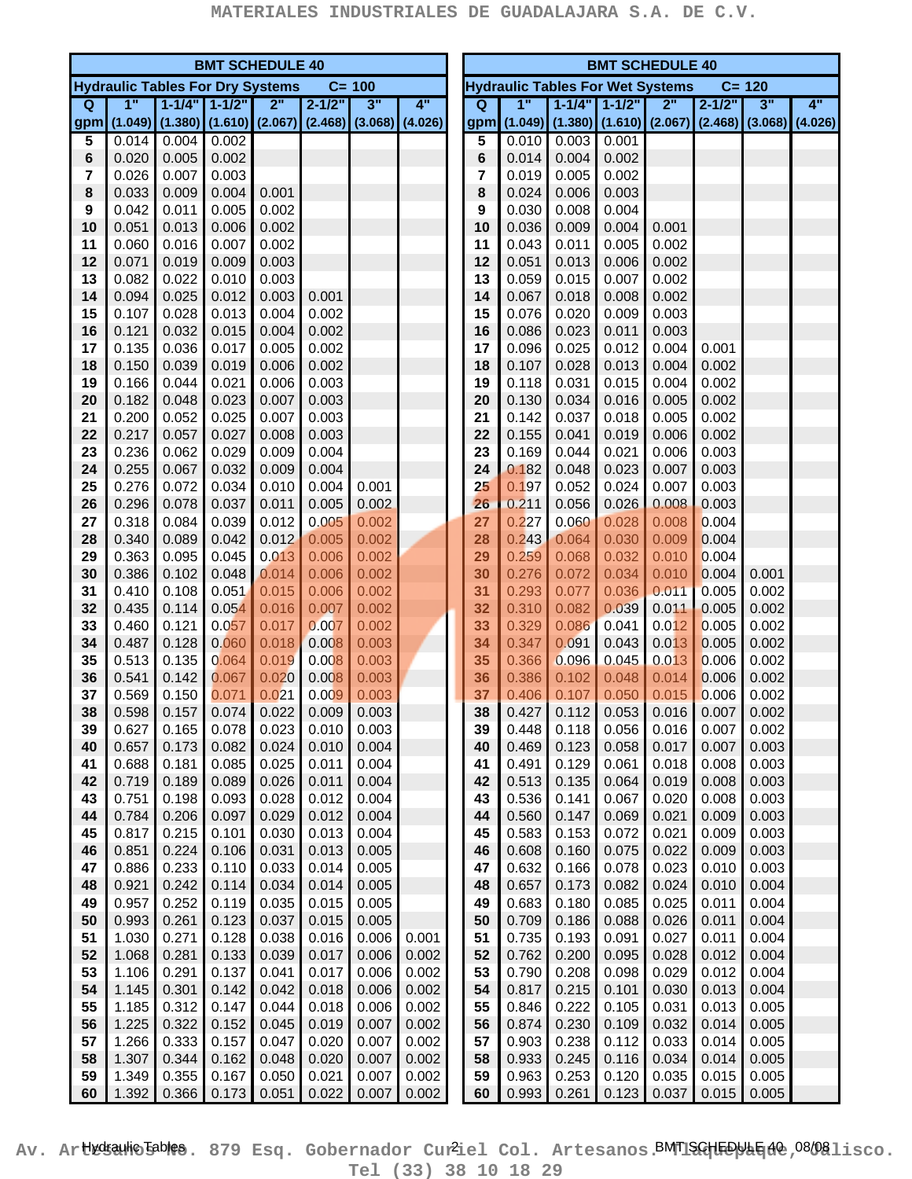## BMT SCHEDULE 40

### Hydraulic Tables For Dry Systems C= 100

| Q | 1" | 1-1/4" | 1-1/2" | 2" | 2-1/2" | 3" | 4" |
|---|---|---|---|---|---|---|---|
| gpm | (1.049) | (1.380) | (1.610) | (2.067) | (2.468) | (3.068) | (4.026) |
| 5 | 0.014 | 0.004 | 0.002 | | | | |
| 6 | 0.020 | 0.005 | 0.002 | | | | |
| 7 | 0.026 | 0.007 | 0.003 | | | | |
| 8 | 0.033 | 0.009 | 0.004 | 0.001 | | | |
| 9 | 0.042 | 0.011 | 0.005 | 0.002 | | | |
| 10 | 0.051 | 0.013 | 0.006 | 0.002 | | | |
| 11 | 0.060 | 0.016 | 0.007 | 0.002 | | | |
| 12 | 0.071 | 0.019 | 0.009 | 0.003 | | | |
| 13 | 0.082 | 0.022 | 0.010 | 0.003 | | | |
| 14 | 0.094 | 0.025 | 0.012 | 0.003 | 0.001 | | |
| 15 | 0.107 | 0.028 | 0.013 | 0.004 | 0.002 | | |
| 16 | 0.121 | 0.032 | 0.015 | 0.004 | 0.002 | | |
| 17 | 0.135 | 0.036 | 0.017 | 0.005 | 0.002 | | |
| 18 | 0.150 | 0.039 | 0.019 | 0.006 | 0.002 | | |
| 19 | 0.166 | 0.044 | 0.021 | 0.006 | 0.003 | | |
| 20 | 0.182 | 0.048 | 0.023 | 0.007 | 0.003 | | |
| 21 | 0.200 | 0.052 | 0.025 | 0.007 | 0.003 | | |
| 22 | 0.217 | 0.057 | 0.027 | 0.008 | 0.003 | | |
| 23 | 0.236 | 0.062 | 0.029 | 0.009 | 0.004 | | |
| 24 | 0.255 | 0.067 | 0.032 | 0.009 | 0.004 | | |
| 25 | 0.276 | 0.072 | 0.034 | 0.010 | 0.004 | 0.001 | |
| 26 | 0.296 | 0.078 | 0.037 | 0.011 | 0.005 | 0.002 | |
| 27 | 0.318 | 0.084 | 0.039 | 0.012 | 0.005 | 0.002 | |
| 28 | 0.340 | 0.089 | 0.042 | 0.012 | 0.005 | 0.002 | |
| 29 | 0.363 | 0.095 | 0.045 | 0.013 | 0.006 | 0.002 | |
| 30 | 0.386 | 0.102 | 0.048 | 0.014 | 0.006 | 0.002 | |
| 31 | 0.410 | 0.108 | 0.051 | 0.015 | 0.006 | 0.002 | |
| 32 | 0.435 | 0.114 | 0.054 | 0.016 | 0.007 | 0.002 | |
| 33 | 0.460 | 0.121 | 0.057 | 0.017 | 0.007 | 0.002 | |
| 34 | 0.487 | 0.128 | 0.060 | 0.018 | 0.008 | 0.003 | |
| 35 | 0.513 | 0.135 | 0.064 | 0.019 | 0.008 | 0.003 | |
| 36 | 0.541 | 0.142 | 0.067 | 0.020 | 0.008 | 0.003 | |
| 37 | 0.569 | 0.150 | 0.071 | 0.021 | 0.009 | 0.003 | |
| 38 | 0.598 | 0.157 | 0.074 | 0.022 | 0.009 | 0.003 | |
| 39 | 0.627 | 0.165 | 0.078 | 0.023 | 0.010 | 0.003 | |
| 40 | 0.657 | 0.173 | 0.082 | 0.024 | 0.010 | 0.004 | |
| 41 | 0.688 | 0.181 | 0.085 | 0.025 | 0.011 | 0.004 | |
| 42 | 0.719 | 0.189 | 0.089 | 0.026 | 0.011 | 0.004 | |
| 43 | 0.751 | 0.198 | 0.093 | 0.028 | 0.012 | 0.004 | |
| 44 | 0.784 | 0.206 | 0.097 | 0.029 | 0.012 | 0.004 | |
| 45 | 0.817 | 0.215 | 0.101 | 0.030 | 0.013 | 0.004 | |
| 46 | 0.851 | 0.224 | 0.106 | 0.031 | 0.013 | 0.005 | |
| 47 | 0.886 | 0.233 | 0.110 | 0.033 | 0.014 | 0.005 | |
| 48 | 0.921 | 0.242 | 0.114 | 0.034 | 0.014 | 0.005 | |
| 49 | 0.957 | 0.252 | 0.119 | 0.035 | 0.015 | 0.005 | |
| 50 | 0.993 | 0.261 | 0.123 | 0.037 | 0.015 | 0.005 | |
| 51 | 1.030 | 0.271 | 0.128 | 0.038 | 0.016 | 0.006 | 0.001 |
| 52 | 1.068 | 0.281 | 0.133 | 0.039 | 0.017 | 0.006 | 0.002 |
| 53 | 1.106 | 0.291 | 0.137 | 0.041 | 0.017 | 0.006 | 0.002 |
| 54 | 1.145 | 0.301 | 0.142 | 0.042 | 0.018 | 0.006 | 0.002 |
| 55 | 1.185 | 0.312 | 0.147 | 0.044 | 0.018 | 0.006 | 0.002 |
| 56 | 1.225 | 0.322 | 0.152 | 0.045 | 0.019 | 0.007 | 0.002 |
| 57 | 1.266 | 0.333 | 0.157 | 0.047 | 0.020 | 0.007 | 0.002 |
| 58 | 1.307 | 0.344 | 0.162 | 0.048 | 0.020 | 0.007 | 0.002 |
| 59 | 1.349 | 0.355 | 0.167 | 0.050 | 0.021 | 0.007 | 0.002 |
| 60 | 1.392 | 0.366 | 0.173 | 0.051 | 0.022 | 0.007 | 0.002 |

## BMT SCHEDULE 40

### Hydraulic Tables For Wet Systems C= 120

| Q | 1" | 1-1/4" | 1-1/2" | 2" | 2-1/2" | 3" | 4" |
|---|---|---|---|---|---|---|---|
| gpm | (1.049) | (1.380) | (1.610) | (2.067) | (2.468) | (3.068) | (4.026) |
| 5 | 0.010 | 0.003 | 0.001 | | | | |
| 6 | 0.014 | 0.004 | 0.002 | | | | |
| 7 | 0.019 | 0.005 | 0.002 | | | | |
| 8 | 0.024 | 0.006 | 0.003 | | | | |
| 9 | 0.030 | 0.008 | 0.004 | | | | |
| 10 | 0.036 | 0.009 | 0.004 | 0.001 | | | |
| 11 | 0.043 | 0.011 | 0.005 | 0.002 | | | |
| 12 | 0.051 | 0.013 | 0.006 | 0.002 | | | |
| 13 | 0.059 | 0.015 | 0.007 | 0.002 | | | |
| 14 | 0.067 | 0.018 | 0.008 | 0.002 | | | |
| 15 | 0.076 | 0.020 | 0.009 | 0.003 | | | |
| 16 | 0.086 | 0.023 | 0.011 | 0.003 | | | |
| 17 | 0.096 | 0.025 | 0.012 | 0.004 | 0.001 | | |
| 18 | 0.107 | 0.028 | 0.013 | 0.004 | 0.002 | | |
| 19 | 0.118 | 0.031 | 0.015 | 0.004 | 0.002 | | |
| 20 | 0.130 | 0.034 | 0.016 | 0.005 | 0.002 | | |
| 21 | 0.142 | 0.037 | 0.018 | 0.005 | 0.002 | | |
| 22 | 0.155 | 0.041 | 0.019 | 0.006 | 0.002 | | |
| 23 | 0.169 | 0.044 | 0.021 | 0.006 | 0.003 | | |
| 24 | 0.182 | 0.048 | 0.023 | 0.007 | 0.003 | | |
| 25 | 0.197 | 0.052 | 0.024 | 0.007 | 0.003 | | |
| 26 | 0.211 | 0.056 | 0.026 | 0.008 | 0.003 | | |
| 27 | 0.227 | 0.060 | 0.028 | 0.008 | 0.004 | | |
| 28 | 0.243 | 0.064 | 0.030 | 0.009 | 0.004 | | |
| 29 | 0.259 | 0.068 | 0.032 | 0.010 | 0.004 | | |
| 30 | 0.276 | 0.072 | 0.034 | 0.010 | 0.004 | 0.001 | |
| 31 | 0.293 | 0.077 | 0.036 | 0.011 | 0.005 | 0.002 | |
| 32 | 0.310 | 0.082 | 0.039 | 0.011 | 0.005 | 0.002 | |
| 33 | 0.329 | 0.086 | 0.041 | 0.012 | 0.005 | 0.002 | |
| 34 | 0.347 | 0.091 | 0.043 | 0.013 | 0.005 | 0.002 | |
| 35 | 0.366 | 0.096 | 0.045 | 0.013 | 0.006 | 0.002 | |
| 36 | 0.386 | 0.102 | 0.048 | 0.014 | 0.006 | 0.002 | |
| 37 | 0.406 | 0.107 | 0.050 | 0.015 | 0.006 | 0.002 | |
| 38 | 0.427 | 0.112 | 0.053 | 0.016 | 0.007 | 0.002 | |
| 39 | 0.448 | 0.118 | 0.056 | 0.016 | 0.007 | 0.002 | |
| 40 | 0.469 | 0.123 | 0.058 | 0.017 | 0.007 | 0.003 | |
| 41 | 0.491 | 0.129 | 0.061 | 0.018 | 0.008 | 0.003 | |
| 42 | 0.513 | 0.135 | 0.064 | 0.019 | 0.008 | 0.003 | |
| 43 | 0.536 | 0.141 | 0.067 | 0.020 | 0.008 | 0.003 | |
| 44 | 0.560 | 0.147 | 0.069 | 0.021 | 0.009 | 0.003 | |
| 45 | 0.583 | 0.153 | 0.072 | 0.021 | 0.009 | 0.003 | |
| 46 | 0.608 | 0.160 | 0.075 | 0.022 | 0.009 | 0.003 | |
| 47 | 0.632 | 0.166 | 0.078 | 0.023 | 0.010 | 0.003 | |
| 48 | 0.657 | 0.173 | 0.082 | 0.024 | 0.010 | 0.004 | |
| 49 | 0.683 | 0.180 | 0.085 | 0.025 | 0.011 | 0.004 | |
| 50 | 0.709 | 0.186 | 0.088 | 0.026 | 0.011 | 0.004 | |
| 51 | 0.735 | 0.193 | 0.091 | 0.027 | 0.011 | 0.004 | |
| 52 | 0.762 | 0.200 | 0.095 | 0.028 | 0.012 | 0.004 | |
| 53 | 0.790 | 0.208 | 0.098 | 0.029 | 0.012 | 0.004 | |
| 54 | 0.817 | 0.215 | 0.101 | 0.030 | 0.013 | 0.004 | |
| 55 | 0.846 | 0.222 | 0.105 | 0.031 | 0.013 | 0.005 | |
| 56 | 0.874 | 0.230 | 0.109 | 0.032 | 0.014 | 0.005 | |
| 57 | 0.903 | 0.238 | 0.112 | 0.033 | 0.014 | 0.005 | |
| 58 | 0.933 | 0.245 | 0.116 | 0.034 | 0.014 | 0.005 | |
| 59 | 0.963 | 0.253 | 0.120 | 0.035 | 0.015 | 0.005 | |
| 60 | 0.993 | 0.261 | 0.123 | 0.037 | 0.015 | 0.005 | |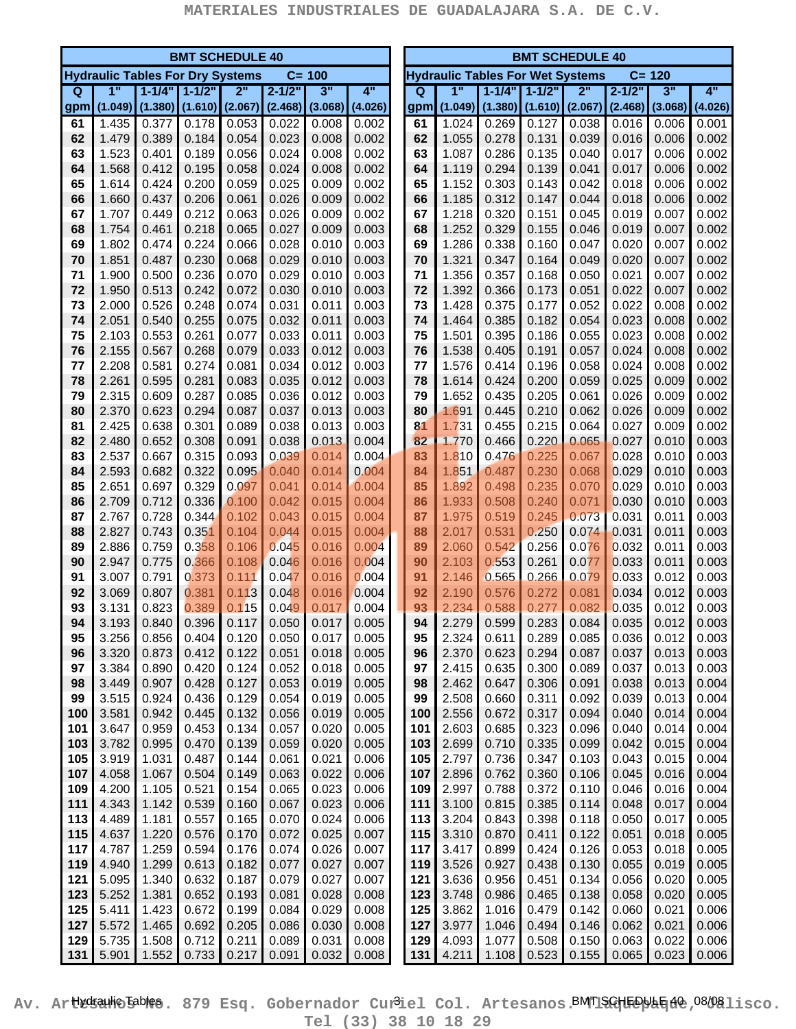## BMT SCHEDULE 40

### Hydraulic Tables For Dry Systems C= 100

| Q gpm | 1" (1.049) | 1-1/4" (1.380) | 1-1/2" (1.610) | 2" (2.067) | 2-1/2" (2.468) | 3" (3.068) | 4" (4.026) |
|---|---|---|---|---|---|---|---|
| 61 | 1.435 | 0.377 | 0.178 | 0.053 | 0.022 | 0.008 | 0.002 |
| 62 | 1.479 | 0.389 | 0.184 | 0.054 | 0.023 | 0.008 | 0.002 |
| 63 | 1.523 | 0.401 | 0.189 | 0.056 | 0.024 | 0.008 | 0.002 |
| 64 | 1.568 | 0.412 | 0.195 | 0.058 | 0.024 | 0.008 | 0.002 |
| 65 | 1.614 | 0.424 | 0.200 | 0.059 | 0.025 | 0.009 | 0.002 |
| 66 | 1.660 | 0.437 | 0.206 | 0.061 | 0.026 | 0.009 | 0.002 |
| 67 | 1.707 | 0.449 | 0.212 | 0.063 | 0.026 | 0.009 | 0.002 |
| 68 | 1.754 | 0.461 | 0.218 | 0.065 | 0.027 | 0.009 | 0.003 |
| 69 | 1.802 | 0.474 | 0.224 | 0.066 | 0.028 | 0.010 | 0.003 |
| 70 | 1.851 | 0.487 | 0.230 | 0.068 | 0.029 | 0.010 | 0.003 |
| 71 | 1.900 | 0.500 | 0.236 | 0.070 | 0.029 | 0.010 | 0.003 |
| 72 | 1.950 | 0.513 | 0.242 | 0.072 | 0.030 | 0.010 | 0.003 |
| 73 | 2.000 | 0.526 | 0.248 | 0.074 | 0.031 | 0.011 | 0.003 |
| 74 | 2.051 | 0.540 | 0.255 | 0.075 | 0.032 | 0.011 | 0.003 |
| 75 | 2.103 | 0.553 | 0.261 | 0.077 | 0.033 | 0.011 | 0.003 |
| 76 | 2.155 | 0.567 | 0.268 | 0.079 | 0.033 | 0.012 | 0.003 |
| 77 | 2.208 | 0.581 | 0.274 | 0.081 | 0.034 | 0.012 | 0.003 |
| 78 | 2.261 | 0.595 | 0.281 | 0.083 | 0.035 | 0.012 | 0.003 |
| 79 | 2.315 | 0.609 | 0.287 | 0.085 | 0.036 | 0.012 | 0.003 |
| 80 | 2.370 | 0.623 | 0.294 | 0.087 | 0.037 | 0.013 | 0.003 |
| 81 | 2.425 | 0.638 | 0.301 | 0.089 | 0.038 | 0.013 | 0.003 |
| 82 | 2.480 | 0.652 | 0.308 | 0.091 | 0.038 | 0.013 | 0.004 |
| 83 | 2.537 | 0.667 | 0.315 | 0.093 | 0.039 | 0.014 | 0.004 |
| 84 | 2.593 | 0.682 | 0.322 | 0.095 | 0.040 | 0.014 | 0.004 |
| 85 | 2.651 | 0.697 | 0.329 | 0.097 | 0.041 | 0.014 | 0.004 |
| 86 | 2.709 | 0.712 | 0.336 | 0.100 | 0.042 | 0.015 | 0.004 |
| 87 | 2.767 | 0.728 | 0.344 | 0.102 | 0.043 | 0.015 | 0.004 |
| 88 | 2.827 | 0.743 | 0.351 | 0.104 | 0.044 | 0.015 | 0.004 |
| 89 | 2.886 | 0.759 | 0.358 | 0.106 | 0.045 | 0.016 | 0.004 |
| 90 | 2.947 | 0.775 | 0.366 | 0.108 | 0.046 | 0.016 | 0.004 |
| 91 | 3.007 | 0.791 | 0.373 | 0.111 | 0.047 | 0.016 | 0.004 |
| 92 | 3.069 | 0.807 | 0.381 | 0.113 | 0.048 | 0.016 | 0.004 |
| 93 | 3.131 | 0.823 | 0.389 | 0.115 | 0.049 | 0.017 | 0.004 |
| 94 | 3.193 | 0.840 | 0.396 | 0.117 | 0.050 | 0.017 | 0.005 |
| 95 | 3.256 | 0.856 | 0.404 | 0.120 | 0.050 | 0.017 | 0.005 |
| 96 | 3.320 | 0.873 | 0.412 | 0.122 | 0.051 | 0.018 | 0.005 |
| 97 | 3.384 | 0.890 | 0.420 | 0.124 | 0.052 | 0.018 | 0.005 |
| 98 | 3.449 | 0.907 | 0.428 | 0.127 | 0.053 | 0.019 | 0.005 |
| 99 | 3.515 | 0.924 | 0.436 | 0.129 | 0.054 | 0.019 | 0.005 |
| 100 | 3.581 | 0.942 | 0.445 | 0.132 | 0.056 | 0.019 | 0.005 |
| 101 | 3.647 | 0.959 | 0.453 | 0.134 | 0.057 | 0.020 | 0.005 |
| 103 | 3.782 | 0.995 | 0.470 | 0.139 | 0.059 | 0.020 | 0.005 |
| 105 | 3.919 | 1.031 | 0.487 | 0.144 | 0.061 | 0.021 | 0.006 |
| 107 | 4.058 | 1.067 | 0.504 | 0.149 | 0.063 | 0.022 | 0.006 |
| 109 | 4.200 | 1.105 | 0.521 | 0.154 | 0.065 | 0.023 | 0.006 |
| 111 | 4.343 | 1.142 | 0.539 | 0.160 | 0.067 | 0.023 | 0.006 |
| 113 | 4.489 | 1.181 | 0.557 | 0.165 | 0.070 | 0.024 | 0.006 |
| 115 | 4.637 | 1.220 | 0.576 | 0.170 | 0.072 | 0.025 | 0.007 |
| 117 | 4.787 | 1.259 | 0.594 | 0.176 | 0.074 | 0.026 | 0.007 |
| 119 | 4.940 | 1.299 | 0.613 | 0.182 | 0.077 | 0.027 | 0.007 |
| 121 | 5.095 | 1.340 | 0.632 | 0.187 | 0.079 | 0.027 | 0.007 |
| 123 | 5.252 | 1.381 | 0.652 | 0.193 | 0.081 | 0.028 | 0.008 |
| 125 | 5.411 | 1.423 | 0.672 | 0.199 | 0.084 | 0.029 | 0.008 |
| 127 | 5.572 | 1.465 | 0.692 | 0.205 | 0.086 | 0.030 | 0.008 |
| 129 | 5.735 | 1.508 | 0.712 | 0.211 | 0.089 | 0.031 | 0.008 |
| 131 | 5.901 | 1.552 | 0.733 | 0.217 | 0.091 | 0.032 | 0.008 |

## BMT SCHEDULE 40

### Hydraulic Tables For Wet Systems C= 120

| Q gpm | 1" (1.049) | 1-1/4" (1.380) | 1-1/2" (1.610) | 2" (2.067) | 2-1/2" (2.468) | 3" (3.068) | 4" (4.026) |
|---|---|---|---|---|---|---|---|
| 61 | 1.024 | 0.269 | 0.127 | 0.038 | 0.016 | 0.006 | 0.001 |
| 62 | 1.055 | 0.278 | 0.131 | 0.039 | 0.016 | 0.006 | 0.002 |
| 63 | 1.087 | 0.286 | 0.135 | 0.040 | 0.017 | 0.006 | 0.002 |
| 64 | 1.119 | 0.294 | 0.139 | 0.041 | 0.017 | 0.006 | 0.002 |
| 65 | 1.152 | 0.303 | 0.143 | 0.042 | 0.018 | 0.006 | 0.002 |
| 66 | 1.185 | 0.312 | 0.147 | 0.044 | 0.018 | 0.006 | 0.002 |
| 67 | 1.218 | 0.320 | 0.151 | 0.045 | 0.019 | 0.007 | 0.002 |
| 68 | 1.252 | 0.329 | 0.155 | 0.046 | 0.019 | 0.007 | 0.002 |
| 69 | 1.286 | 0.338 | 0.160 | 0.047 | 0.020 | 0.007 | 0.002 |
| 70 | 1.321 | 0.347 | 0.164 | 0.049 | 0.020 | 0.007 | 0.002 |
| 71 | 1.356 | 0.357 | 0.168 | 0.050 | 0.021 | 0.007 | 0.002 |
| 72 | 1.392 | 0.366 | 0.173 | 0.051 | 0.022 | 0.007 | 0.002 |
| 73 | 1.428 | 0.375 | 0.177 | 0.052 | 0.022 | 0.008 | 0.002 |
| 74 | 1.464 | 0.385 | 0.182 | 0.054 | 0.023 | 0.008 | 0.002 |
| 75 | 1.501 | 0.395 | 0.186 | 0.055 | 0.023 | 0.008 | 0.002 |
| 76 | 1.538 | 0.405 | 0.191 | 0.057 | 0.024 | 0.008 | 0.002 |
| 77 | 1.576 | 0.414 | 0.196 | 0.058 | 0.024 | 0.008 | 0.002 |
| 78 | 1.614 | 0.424 | 0.200 | 0.059 | 0.025 | 0.009 | 0.002 |
| 79 | 1.652 | 0.435 | 0.205 | 0.061 | 0.026 | 0.009 | 0.002 |
| 80 | 1.691 | 0.445 | 0.210 | 0.062 | 0.026 | 0.009 | 0.002 |
| 81 | 1.731 | 0.455 | 0.215 | 0.064 | 0.027 | 0.009 | 0.002 |
| 82 | 1.770 | 0.466 | 0.220 | 0.065 | 0.027 | 0.010 | 0.003 |
| 83 | 1.810 | 0.476 | 0.225 | 0.067 | 0.028 | 0.010 | 0.003 |
| 84 | 1.851 | 0.487 | 0.230 | 0.068 | 0.029 | 0.010 | 0.003 |
| 85 | 1.892 | 0.498 | 0.235 | 0.070 | 0.029 | 0.010 | 0.003 |
| 86 | 1.933 | 0.508 | 0.240 | 0.071 | 0.030 | 0.010 | 0.003 |
| 87 | 1.975 | 0.519 | 0.245 | 0.073 | 0.031 | 0.011 | 0.003 |
| 88 | 2.017 | 0.531 | 0.250 | 0.074 | 0.031 | 0.011 | 0.003 |
| 89 | 2.060 | 0.542 | 0.256 | 0.076 | 0.032 | 0.011 | 0.003 |
| 90 | 2.103 | 0.553 | 0.261 | 0.077 | 0.033 | 0.011 | 0.003 |
| 91 | 2.146 | 0.565 | 0.266 | 0.079 | 0.033 | 0.012 | 0.003 |
| 92 | 2.190 | 0.576 | 0.272 | 0.081 | 0.034 | 0.012 | 0.003 |
| 93 | 2.234 | 0.588 | 0.277 | 0.082 | 0.035 | 0.012 | 0.003 |
| 94 | 2.279 | 0.599 | 0.283 | 0.084 | 0.035 | 0.012 | 0.003 |
| 95 | 2.324 | 0.611 | 0.289 | 0.085 | 0.036 | 0.012 | 0.003 |
| 96 | 2.370 | 0.623 | 0.294 | 0.087 | 0.037 | 0.013 | 0.003 |
| 97 | 2.415 | 0.635 | 0.300 | 0.089 | 0.037 | 0.013 | 0.003 |
| 98 | 2.462 | 0.647 | 0.306 | 0.091 | 0.038 | 0.013 | 0.004 |
| 99 | 2.508 | 0.660 | 0.311 | 0.092 | 0.039 | 0.013 | 0.004 |
| 100 | 2.556 | 0.672 | 0.317 | 0.094 | 0.040 | 0.014 | 0.004 |
| 101 | 2.603 | 0.685 | 0.323 | 0.096 | 0.040 | 0.014 | 0.004 |
| 103 | 2.699 | 0.710 | 0.335 | 0.099 | 0.042 | 0.015 | 0.004 |
| 105 | 2.797 | 0.736 | 0.347 | 0.103 | 0.043 | 0.015 | 0.004 |
| 107 | 2.896 | 0.762 | 0.360 | 0.106 | 0.045 | 0.016 | 0.004 |
| 109 | 2.997 | 0.788 | 0.372 | 0.110 | 0.046 | 0.016 | 0.004 |
| 111 | 3.100 | 0.815 | 0.385 | 0.114 | 0.048 | 0.017 | 0.004 |
| 113 | 3.204 | 0.843 | 0.398 | 0.118 | 0.050 | 0.017 | 0.005 |
| 115 | 3.310 | 0.870 | 0.411 | 0.122 | 0.051 | 0.018 | 0.005 |
| 117 | 3.417 | 0.899 | 0.424 | 0.126 | 0.053 | 0.018 | 0.005 |
| 119 | 3.526 | 0.927 | 0.438 | 0.130 | 0.055 | 0.019 | 0.005 |
| 121 | 3.636 | 0.956 | 0.451 | 0.134 | 0.056 | 0.020 | 0.005 |
| 123 | 3.748 | 0.986 | 0.465 | 0.138 | 0.058 | 0.020 | 0.005 |
| 125 | 3.862 | 1.016 | 0.479 | 0.142 | 0.060 | 0.021 | 0.006 |
| 127 | 3.977 | 1.046 | 0.494 | 0.146 | 0.062 | 0.021 | 0.006 |
| 129 | 4.093 | 1.077 | 0.508 | 0.150 | 0.063 | 0.022 | 0.006 |
| 131 | 4.211 | 1.108 | 0.523 | 0.155 | 0.065 | 0.023 | 0.006 |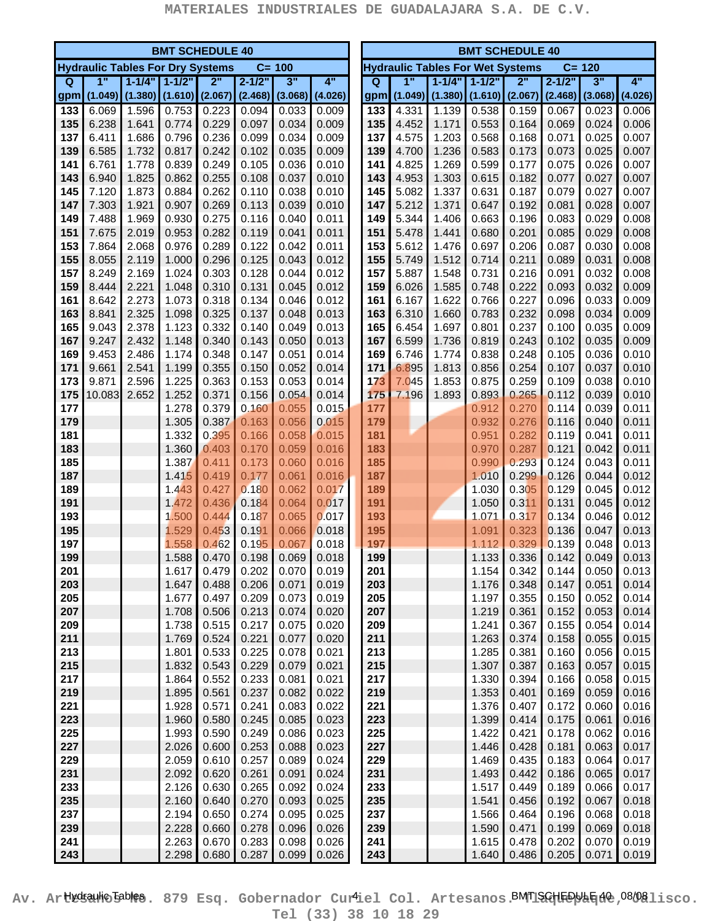## BMT SCHEDULE 40

### Hydraulic Tables For Dry Systems C= 100

| Q gpm | 1" (1.049) | 1-1/4" (1.380) | 1-1/2" (1.610) | 2" (2.067) | 2-1/2" (2.468) | 3" (3.068) | 4" (4.026) |
|---|---|---|---|---|---|---|---|
| 133 | 6.069 | 1.596 | 0.753 | 0.223 | 0.094 | 0.033 | 0.009 |
| 135 | 6.238 | 1.641 | 0.774 | 0.229 | 0.097 | 0.034 | 0.009 |
| 137 | 6.411 | 1.686 | 0.796 | 0.236 | 0.099 | 0.034 | 0.009 |
| 139 | 6.585 | 1.732 | 0.817 | 0.242 | 0.102 | 0.035 | 0.009 |
| 141 | 6.761 | 1.778 | 0.839 | 0.249 | 0.105 | 0.036 | 0.010 |
| 143 | 6.940 | 1.825 | 0.862 | 0.255 | 0.108 | 0.037 | 0.010 |
| 145 | 7.120 | 1.873 | 0.884 | 0.262 | 0.110 | 0.038 | 0.010 |
| 147 | 7.303 | 1.921 | 0.907 | 0.269 | 0.113 | 0.039 | 0.010 |
| 149 | 7.488 | 1.969 | 0.930 | 0.275 | 0.116 | 0.040 | 0.011 |
| 151 | 7.675 | 2.019 | 0.953 | 0.282 | 0.119 | 0.041 | 0.011 |
| 153 | 7.864 | 2.068 | 0.976 | 0.289 | 0.122 | 0.042 | 0.011 |
| 155 | 8.055 | 2.119 | 1.000 | 0.296 | 0.125 | 0.043 | 0.012 |
| 157 | 8.249 | 2.169 | 1.024 | 0.303 | 0.128 | 0.044 | 0.012 |
| 159 | 8.444 | 2.221 | 1.048 | 0.310 | 0.131 | 0.045 | 0.012 |
| 161 | 8.642 | 2.273 | 1.073 | 0.318 | 0.134 | 0.046 | 0.012 |
| 163 | 8.841 | 2.325 | 1.098 | 0.325 | 0.137 | 0.048 | 0.013 |
| 165 | 9.043 | 2.378 | 1.123 | 0.332 | 0.140 | 0.049 | 0.013 |
| 167 | 9.247 | 2.432 | 1.148 | 0.340 | 0.143 | 0.050 | 0.013 |
| 169 | 9.453 | 2.486 | 1.174 | 0.348 | 0.147 | 0.051 | 0.014 |
| 171 | 9.661 | 2.541 | 1.199 | 0.355 | 0.150 | 0.052 | 0.014 |
| 173 | 9.871 | 2.596 | 1.225 | 0.363 | 0.153 | 0.053 | 0.014 |
| 175 | 10.083 | 2.652 | 1.252 | 0.371 | 0.156 | 0.054 | 0.014 |
| 177 | | | 1.278 | 0.379 | 0.160 | 0.055 | 0.015 |
| 179 | | | 1.305 | 0.387 | 0.163 | 0.056 | 0.015 |
| 181 | | | 1.332 | 0.395 | 0.166 | 0.058 | 0.015 |
| 183 | | | 1.360 | 0.403 | 0.170 | 0.059 | 0.016 |
| 185 | | | 1.387 | 0.411 | 0.173 | 0.060 | 0.016 |
| 187 | | | 1.415 | 0.419 | 0.177 | 0.061 | 0.016 |
| 189 | | | 1.443 | 0.427 | 0.180 | 0.062 | 0.017 |
| 191 | | | 1.472 | 0.436 | 0.184 | 0.064 | 0.017 |
| 193 | | | 1.500 | 0.444 | 0.187 | 0.065 | 0.017 |
| 195 | | | 1.529 | 0.453 | 0.191 | 0.066 | 0.018 |
| 197 | | | 1.558 | 0.462 | 0.195 | 0.067 | 0.018 |
| 199 | | | 1.588 | 0.470 | 0.198 | 0.069 | 0.018 |
| 201 | | | 1.617 | 0.479 | 0.202 | 0.070 | 0.019 |
| 203 | | | 1.647 | 0.488 | 0.206 | 0.071 | 0.019 |
| 205 | | | 1.677 | 0.497 | 0.209 | 0.073 | 0.019 |
| 207 | | | 1.708 | 0.506 | 0.213 | 0.074 | 0.020 |
| 209 | | | 1.738 | 0.515 | 0.217 | 0.075 | 0.020 |
| 211 | | | 1.769 | 0.524 | 0.221 | 0.077 | 0.020 |
| 213 | | | 1.801 | 0.533 | 0.225 | 0.078 | 0.021 |
| 215 | | | 1.832 | 0.543 | 0.229 | 0.079 | 0.021 |
| 217 | | | 1.864 | 0.552 | 0.233 | 0.081 | 0.021 |
| 219 | | | 1.895 | 0.561 | 0.237 | 0.082 | 0.022 |
| 221 | | | 1.928 | 0.571 | 0.241 | 0.083 | 0.022 |
| 223 | | | 1.960 | 0.580 | 0.245 | 0.085 | 0.023 |
| 225 | | | 1.993 | 0.590 | 0.249 | 0.086 | 0.023 |
| 227 | | | 2.026 | 0.600 | 0.253 | 0.088 | 0.023 |
| 229 | | | 2.059 | 0.610 | 0.257 | 0.089 | 0.024 |
| 231 | | | 2.092 | 0.620 | 0.261 | 0.091 | 0.024 |
| 233 | | | 2.126 | 0.630 | 0.265 | 0.092 | 0.024 |
| 235 | | | 2.160 | 0.640 | 0.270 | 0.093 | 0.025 |
| 237 | | | 2.194 | 0.650 | 0.274 | 0.095 | 0.025 |
| 239 | | | 2.228 | 0.660 | 0.278 | 0.096 | 0.026 |
| 241 | | | 2.263 | 0.670 | 0.283 | 0.098 | 0.026 |
| 243 | | | 2.298 | 0.680 | 0.287 | 0.099 | 0.026 |

## BMT SCHEDULE 40

### Hydraulic Tables For Wet Systems C= 120

| Q gpm | 1" (1.049) | 1-1/4" (1.380) | 1-1/2" (1.610) | 2" (2.067) | 2-1/2" (2.468) | 3" (3.068) | 4" (4.026) |
|---|---|---|---|---|---|---|---|
| 133 | 4.331 | 1.139 | 0.538 | 0.159 | 0.067 | 0.023 | 0.006 |
| 135 | 4.452 | 1.171 | 0.553 | 0.164 | 0.069 | 0.024 | 0.006 |
| 137 | 4.575 | 1.203 | 0.568 | 0.168 | 0.071 | 0.025 | 0.007 |
| 139 | 4.700 | 1.236 | 0.583 | 0.173 | 0.073 | 0.025 | 0.007 |
| 141 | 4.825 | 1.269 | 0.599 | 0.177 | 0.075 | 0.026 | 0.007 |
| 143 | 4.953 | 1.303 | 0.615 | 0.182 | 0.077 | 0.027 | 0.007 |
| 145 | 5.082 | 1.337 | 0.631 | 0.187 | 0.079 | 0.027 | 0.007 |
| 147 | 5.212 | 1.371 | 0.647 | 0.192 | 0.081 | 0.028 | 0.007 |
| 149 | 5.344 | 1.406 | 0.663 | 0.196 | 0.083 | 0.029 | 0.008 |
| 151 | 5.478 | 1.441 | 0.680 | 0.201 | 0.085 | 0.029 | 0.008 |
| 153 | 5.612 | 1.476 | 0.697 | 0.206 | 0.087 | 0.030 | 0.008 |
| 155 | 5.749 | 1.512 | 0.714 | 0.211 | 0.089 | 0.031 | 0.008 |
| 157 | 5.887 | 1.548 | 0.731 | 0.216 | 0.091 | 0.032 | 0.008 |
| 159 | 6.026 | 1.585 | 0.748 | 0.222 | 0.093 | 0.032 | 0.009 |
| 161 | 6.167 | 1.622 | 0.766 | 0.227 | 0.096 | 0.033 | 0.009 |
| 163 | 6.310 | 1.660 | 0.783 | 0.232 | 0.098 | 0.034 | 0.009 |
| 165 | 6.454 | 1.697 | 0.801 | 0.237 | 0.100 | 0.035 | 0.009 |
| 167 | 6.599 | 1.736 | 0.819 | 0.243 | 0.102 | 0.035 | 0.009 |
| 169 | 6.746 | 1.774 | 0.838 | 0.248 | 0.105 | 0.036 | 0.010 |
| 171 | 6.895 | 1.813 | 0.856 | 0.254 | 0.107 | 0.037 | 0.010 |
| 173 | 7.045 | 1.853 | 0.875 | 0.259 | 0.109 | 0.038 | 0.010 |
| 175 | 7.196 | 1.893 | 0.893 | 0.265 | 0.112 | 0.039 | 0.010 |
| 177 | | | 0.912 | 0.270 | 0.114 | 0.039 | 0.011 |
| 179 | | | 0.932 | 0.276 | 0.116 | 0.040 | 0.011 |
| 181 | | | 0.951 | 0.282 | 0.119 | 0.041 | 0.011 |
| 183 | | | 0.970 | 0.287 | 0.121 | 0.042 | 0.011 |
| 185 | | | 0.990 | 0.293 | 0.124 | 0.043 | 0.011 |
| 187 | | | 1.010 | 0.299 | 0.126 | 0.044 | 0.012 |
| 189 | | | 1.030 | 0.305 | 0.129 | 0.045 | 0.012 |
| 191 | | | 1.050 | 0.311 | 0.131 | 0.045 | 0.012 |
| 193 | | | 1.071 | 0.317 | 0.134 | 0.046 | 0.012 |
| 195 | | | 1.091 | 0.323 | 0.136 | 0.047 | 0.013 |
| 197 | | | 1.112 | 0.329 | 0.139 | 0.048 | 0.013 |
| 199 | | | 1.133 | 0.336 | 0.142 | 0.049 | 0.013 |
| 201 | | | 1.154 | 0.342 | 0.144 | 0.050 | 0.013 |
| 203 | | | 1.176 | 0.348 | 0.147 | 0.051 | 0.014 |
| 205 | | | 1.197 | 0.355 | 0.150 | 0.052 | 0.014 |
| 207 | | | 1.219 | 0.361 | 0.152 | 0.053 | 0.014 |
| 209 | | | 1.241 | 0.367 | 0.155 | 0.054 | 0.014 |
| 211 | | | 1.263 | 0.374 | 0.158 | 0.055 | 0.015 |
| 213 | | | 1.285 | 0.381 | 0.160 | 0.056 | 0.015 |
| 215 | | | 1.307 | 0.387 | 0.163 | 0.057 | 0.015 |
| 217 | | | 1.330 | 0.394 | 0.166 | 0.058 | 0.015 |
| 219 | | | 1.353 | 0.401 | 0.169 | 0.059 | 0.016 |
| 221 | | | 1.376 | 0.407 | 0.172 | 0.060 | 0.016 |
| 223 | | | 1.399 | 0.414 | 0.175 | 0.061 | 0.016 |
| 225 | | | 1.422 | 0.421 | 0.178 | 0.062 | 0.016 |
| 227 | | | 1.446 | 0.428 | 0.181 | 0.063 | 0.017 |
| 229 | | | 1.469 | 0.435 | 0.183 | 0.064 | 0.017 |
| 231 | | | 1.493 | 0.442 | 0.186 | 0.065 | 0.017 |
| 233 | | | 1.517 | 0.449 | 0.189 | 0.066 | 0.017 |
| 235 | | | 1.541 | 0.456 | 0.192 | 0.067 | 0.018 |
| 237 | | | 1.566 | 0.464 | 0.196 | 0.068 | 0.018 |
| 239 | | | 1.590 | 0.471 | 0.199 | 0.069 | 0.018 |
| 241 | | | 1.615 | 0.478 | 0.202 | 0.070 | 0.019 |
| 243 | | | 1.640 | 0.486 | 0.205 | 0.071 | 0.019 |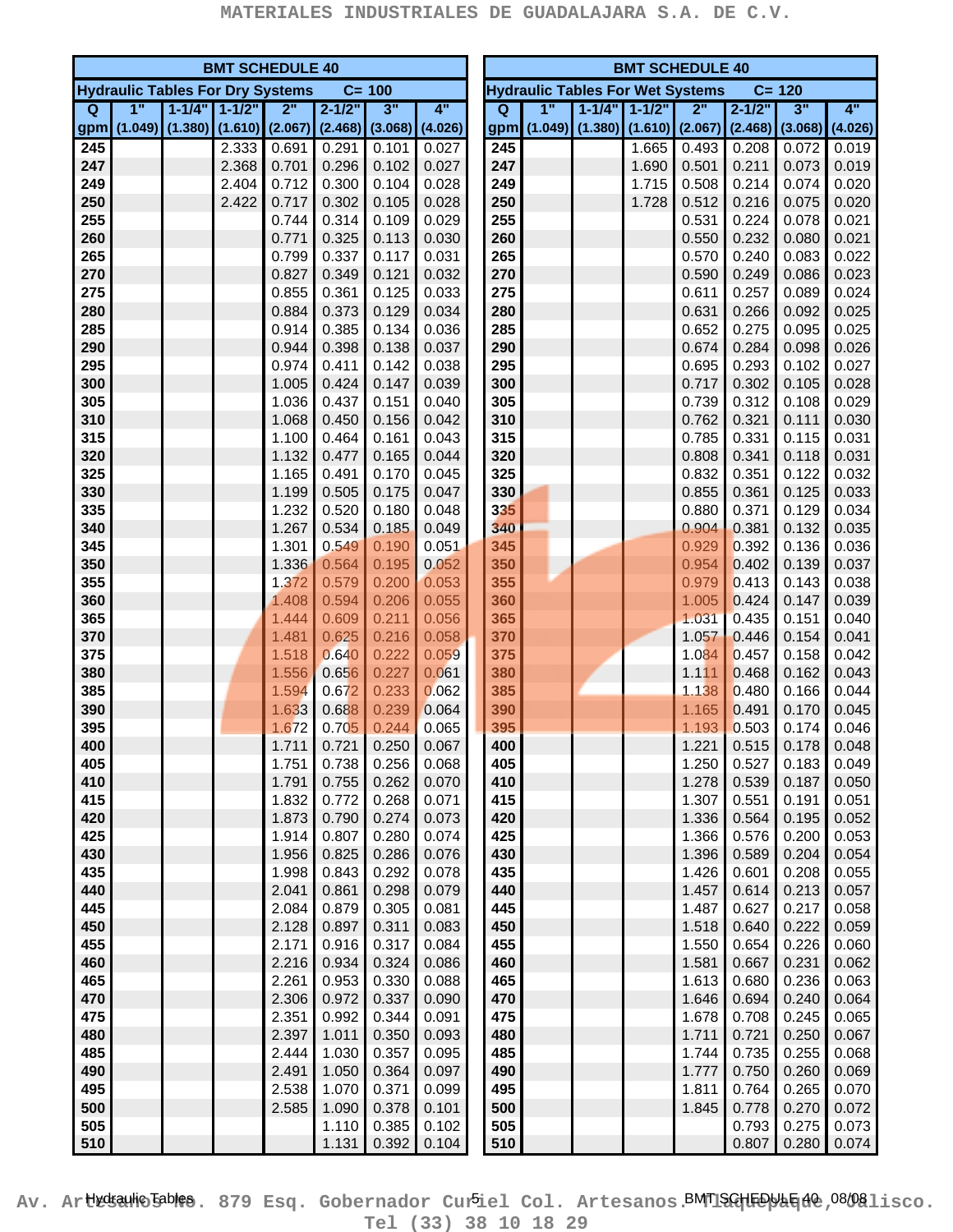## BMT SCHEDULE 40

### Hydraulic Tables For Dry Systems C= 100

| Q gpm | 1" (1.049) | 1-1/4" (1.380) | 1-1/2" (1.610) | 2" (2.067) | 2-1/2" (2.468) | 3" (3.068) | 4" (4.026) |
|---|---|---|---|---|---|---|---|
| 245 | | | 2.333 | 0.691 | 0.291 | 0.101 | 0.027 |
| 247 | | | 2.368 | 0.701 | 0.296 | 0.102 | 0.027 |
| 249 | | | 2.404 | 0.712 | 0.300 | 0.104 | 0.028 |
| 250 | | | 2.422 | 0.717 | 0.302 | 0.105 | 0.028 |
| 255 | | | | 0.744 | 0.314 | 0.109 | 0.029 |
| 260 | | | | 0.771 | 0.325 | 0.113 | 0.030 |
| 265 | | | | 0.799 | 0.337 | 0.117 | 0.031 |
| 270 | | | | 0.827 | 0.349 | 0.121 | 0.032 |
| 275 | | | | 0.855 | 0.361 | 0.125 | 0.033 |
| 280 | | | | 0.884 | 0.373 | 0.129 | 0.034 |
| 285 | | | | 0.914 | 0.385 | 0.134 | 0.036 |
| 290 | | | | 0.944 | 0.398 | 0.138 | 0.037 |
| 295 | | | | 0.974 | 0.411 | 0.142 | 0.038 |
| 300 | | | | 1.005 | 0.424 | 0.147 | 0.039 |
| 305 | | | | 1.036 | 0.437 | 0.151 | 0.040 |
| 310 | | | | 1.068 | 0.450 | 0.156 | 0.042 |
| 315 | | | | 1.100 | 0.464 | 0.161 | 0.043 |
| 320 | | | | 1.132 | 0.477 | 0.165 | 0.044 |
| 325 | | | | 1.165 | 0.491 | 0.170 | 0.045 |
| 330 | | | | 1.199 | 0.505 | 0.175 | 0.047 |
| 335 | | | | 1.232 | 0.520 | 0.180 | 0.048 |
| 340 | | | | 1.267 | 0.534 | 0.185 | 0.049 |
| 345 | | | | 1.301 | 0.549 | 0.190 | 0.051 |
| 350 | | | | 1.336 | 0.564 | 0.195 | 0.052 |
| 355 | | | | 1.372 | 0.579 | 0.200 | 0.053 |
| 360 | | | | 1.408 | 0.594 | 0.206 | 0.055 |
| 365 | | | | 1.444 | 0.609 | 0.211 | 0.056 |
| 370 | | | | 1.481 | 0.625 | 0.216 | 0.058 |
| 375 | | | | 1.518 | 0.640 | 0.222 | 0.059 |
| 380 | | | | 1.556 | 0.656 | 0.227 | 0.061 |
| 385 | | | | 1.594 | 0.672 | 0.233 | 0.062 |
| 390 | | | | 1.633 | 0.688 | 0.239 | 0.064 |
| 395 | | | | 1.672 | 0.705 | 0.244 | 0.065 |
| 400 | | | | 1.711 | 0.721 | 0.250 | 0.067 |
| 405 | | | | 1.751 | 0.738 | 0.256 | 0.068 |
| 410 | | | | 1.791 | 0.755 | 0.262 | 0.070 |
| 415 | | | | 1.832 | 0.772 | 0.268 | 0.071 |
| 420 | | | | 1.873 | 0.790 | 0.274 | 0.073 |
| 425 | | | | 1.914 | 0.807 | 0.280 | 0.074 |
| 430 | | | | 1.956 | 0.825 | 0.286 | 0.076 |
| 435 | | | | 1.998 | 0.843 | 0.292 | 0.078 |
| 440 | | | | 2.041 | 0.861 | 0.298 | 0.079 |
| 445 | | | | 2.084 | 0.879 | 0.305 | 0.081 |
| 450 | | | | 2.128 | 0.897 | 0.311 | 0.083 |
| 455 | | | | 2.171 | 0.916 | 0.317 | 0.084 |
| 460 | | | | 2.216 | 0.934 | 0.324 | 0.086 |
| 465 | | | | 2.261 | 0.953 | 0.330 | 0.088 |
| 470 | | | | 2.306 | 0.972 | 0.337 | 0.090 |
| 475 | | | | 2.351 | 0.992 | 0.344 | 0.091 |
| 480 | | | | 2.397 | 1.011 | 0.350 | 0.093 |
| 485 | | | | 2.444 | 1.030 | 0.357 | 0.095 |
| 490 | | | | 2.491 | 1.050 | 0.364 | 0.097 |
| 495 | | | | 2.538 | 1.070 | 0.371 | 0.099 |
| 500 | | | | 2.585 | 1.090 | 0.378 | 0.101 |
| 505 | | | | | 1.110 | 0.385 | 0.102 |
| 510 | | | | | 1.131 | 0.392 | 0.104 |

## BMT SCHEDULE 40

### Hydraulic Tables For Wet Systems C= 120

| Q gpm | 1" (1.049) | 1-1/4" (1.380) | 1-1/2" (1.610) | 2" (2.067) | 2-1/2" (2.468) | 3" (3.068) | 4" (4.026) |
|---|---|---|---|---|---|---|---|
| 245 | | | 1.665 | 0.493 | 0.208 | 0.072 | 0.019 |
| 247 | | | 1.690 | 0.501 | 0.211 | 0.073 | 0.019 |
| 249 | | | 1.715 | 0.508 | 0.214 | 0.074 | 0.020 |
| 250 | | | 1.728 | 0.512 | 0.216 | 0.075 | 0.020 |
| 255 | | | | 0.531 | 0.224 | 0.078 | 0.021 |
| 260 | | | | 0.550 | 0.232 | 0.080 | 0.021 |
| 265 | | | | 0.570 | 0.240 | 0.083 | 0.022 |
| 270 | | | | 0.590 | 0.249 | 0.086 | 0.023 |
| 275 | | | | 0.611 | 0.257 | 0.089 | 0.024 |
| 280 | | | | 0.631 | 0.266 | 0.092 | 0.025 |
| 285 | | | | 0.652 | 0.275 | 0.095 | 0.025 |
| 290 | | | | 0.674 | 0.284 | 0.098 | 0.026 |
| 295 | | | | 0.695 | 0.293 | 0.102 | 0.027 |
| 300 | | | | 0.717 | 0.302 | 0.105 | 0.028 |
| 305 | | | | 0.739 | 0.312 | 0.108 | 0.029 |
| 310 | | | | 0.762 | 0.321 | 0.111 | 0.030 |
| 315 | | | | 0.785 | 0.331 | 0.115 | 0.031 |
| 320 | | | | 0.808 | 0.341 | 0.118 | 0.031 |
| 325 | | | | 0.832 | 0.351 | 0.122 | 0.032 |
| 330 | | | | 0.855 | 0.361 | 0.125 | 0.033 |
| 335 | | | | 0.880 | 0.371 | 0.129 | 0.034 |
| 340 | | | | 0.904 | 0.381 | 0.132 | 0.035 |
| 345 | | | | 0.929 | 0.392 | 0.136 | 0.036 |
| 350 | | | | 0.954 | 0.402 | 0.139 | 0.037 |
| 355 | | | | 0.979 | 0.413 | 0.143 | 0.038 |
| 360 | | | | 1.005 | 0.424 | 0.147 | 0.039 |
| 365 | | | | 1.031 | 0.435 | 0.151 | 0.040 |
| 370 | | | | 1.057 | 0.446 | 0.154 | 0.041 |
| 375 | | | | 1.084 | 0.457 | 0.158 | 0.042 |
| 380 | | | | 1.111 | 0.468 | 0.162 | 0.043 |
| 385 | | | | 1.138 | 0.480 | 0.166 | 0.044 |
| 390 | | | | 1.165 | 0.491 | 0.170 | 0.045 |
| 395 | | | | 1.193 | 0.503 | 0.174 | 0.046 |
| 400 | | | | 1.221 | 0.515 | 0.178 | 0.048 |
| 405 | | | | 1.250 | 0.527 | 0.183 | 0.049 |
| 410 | | | | 1.278 | 0.539 | 0.187 | 0.050 |
| 415 | | | | 1.307 | 0.551 | 0.191 | 0.051 |
| 420 | | | | 1.336 | 0.564 | 0.195 | 0.052 |
| 425 | | | | 1.366 | 0.576 | 0.200 | 0.053 |
| 430 | | | | 1.396 | 0.589 | 0.204 | 0.054 |
| 435 | | | | 1.426 | 0.601 | 0.208 | 0.055 |
| 440 | | | | 1.457 | 0.614 | 0.213 | 0.057 |
| 445 | | | | 1.487 | 0.627 | 0.217 | 0.058 |
| 450 | | | | 1.518 | 0.640 | 0.222 | 0.059 |
| 455 | | | | 1.550 | 0.654 | 0.226 | 0.060 |
| 460 | | | | 1.581 | 0.667 | 0.231 | 0.062 |
| 465 | | | | 1.613 | 0.680 | 0.236 | 0.063 |
| 470 | | | | 1.646 | 0.694 | 0.240 | 0.064 |
| 475 | | | | 1.678 | 0.708 | 0.245 | 0.065 |
| 480 | | | | 1.711 | 0.721 | 0.250 | 0.067 |
| 485 | | | | 1.744 | 0.735 | 0.255 | 0.068 |
| 490 | | | | 1.777 | 0.750 | 0.260 | 0.069 |
| 495 | | | | 1.811 | 0.764 | 0.265 | 0.070 |
| 500 | | | | 1.845 | 0.778 | 0.270 | 0.072 |
| 505 | | | | | 0.793 | 0.275 | 0.073 |
| 510 | | | | | 0.807 | 0.280 | 0.074 |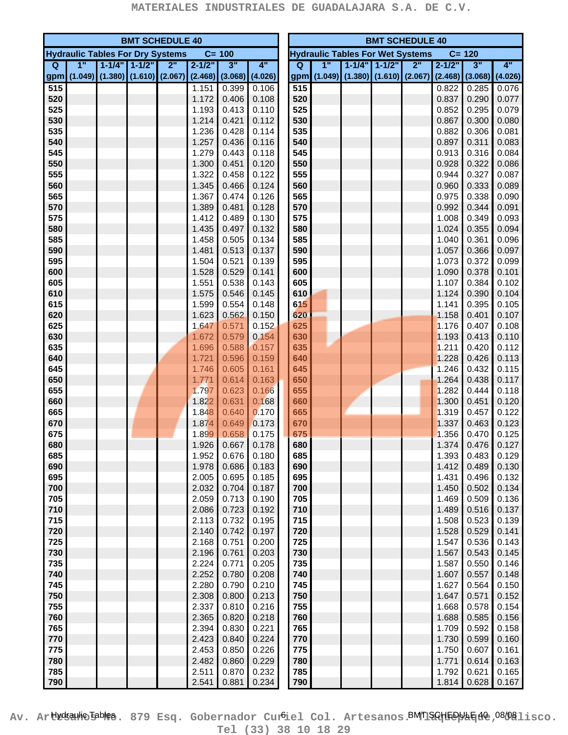| BMT SCHEDULE 40 | | | | | | | |
|---|---|---|---|---|---|---|---|
| Hydraulic Tables For Dry Systems C= 100 | | | | | | | |
| Q gpm | 1" (1.049) | 1-1/4" (1.380) | 1-1/2" (1.610) | 2" (2.067) | 2-1/2" (2.468) | 3" (3.068) | 4" (4.026) |
| 515 | | | | | 1.151 | 0.399 | 0.106 |
| 520 | | | | | 1.172 | 0.406 | 0.108 |
| 525 | | | | | 1.193 | 0.413 | 0.110 |
| 530 | | | | | 1.214 | 0.421 | 0.112 |
| 535 | | | | | 1.236 | 0.428 | 0.114 |
| 540 | | | | | 1.257 | 0.436 | 0.116 |
| 545 | | | | | 1.279 | 0.443 | 0.118 |
| 550 | | | | | 1.300 | 0.451 | 0.120 |
| 555 | | | | | 1.322 | 0.458 | 0.122 |
| 560 | | | | | 1.345 | 0.466 | 0.124 |
| 565 | | | | | 1.367 | 0.474 | 0.126 |
| 570 | | | | | 1.389 | 0.481 | 0.128 |
| 575 | | | | | 1.412 | 0.489 | 0.130 |
| 580 | | | | | 1.435 | 0.497 | 0.132 |
| 585 | | | | | 1.458 | 0.505 | 0.134 |
| 590 | | | | | 1.481 | 0.513 | 0.137 |
| 595 | | | | | 1.504 | 0.521 | 0.139 |
| 600 | | | | | 1.528 | 0.529 | 0.141 |
| 605 | | | | | 1.551 | 0.538 | 0.143 |
| 610 | | | | | 1.575 | 0.546 | 0.145 |
| 615 | | | | | 1.599 | 0.554 | 0.148 |
| 620 | | | | | 1.623 | 0.562 | 0.150 |
| 625 | | | | | 1.647 | 0.571 | 0.152 |
| 630 | | | | | 1.672 | 0.579 | 0.154 |
| 635 | | | | | 1.696 | 0.588 | 0.157 |
| 640 | | | | | 1.721 | 0.596 | 0.159 |
| 645 | | | | | 1.746 | 0.605 | 0.161 |
| 650 | | | | | 1.771 | 0.614 | 0.163 |
| 655 | | | | | 1.797 | 0.623 | 0.166 |
| 660 | | | | | 1.822 | 0.631 | 0.168 |
| 665 | | | | | 1.848 | 0.640 | 0.170 |
| 670 | | | | | 1.874 | 0.649 | 0.173 |
| 675 | | | | | 1.899 | 0.658 | 0.175 |
| 680 | | | | | 1.926 | 0.667 | 0.178 |
| 685 | | | | | 1.952 | 0.676 | 0.180 |
| 690 | | | | | 1.978 | 0.686 | 0.183 |
| 695 | | | | | 2.005 | 0.695 | 0.185 |
| 700 | | | | | 2.032 | 0.704 | 0.187 |
| 705 | | | | | 2.059 | 0.713 | 0.190 |
| 710 | | | | | 2.086 | 0.723 | 0.192 |
| 715 | | | | | 2.113 | 0.732 | 0.195 |
| 720 | | | | | 2.140 | 0.742 | 0.197 |
| 725 | | | | | 2.168 | 0.751 | 0.200 |
| 730 | | | | | 2.196 | 0.761 | 0.203 |
| 735 | | | | | 2.224 | 0.771 | 0.205 |
| 740 | | | | | 2.252 | 0.780 | 0.208 |
| 745 | | | | | 2.280 | 0.790 | 0.210 |
| 750 | | | | | 2.308 | 0.800 | 0.213 |
| 755 | | | | | 2.337 | 0.810 | 0.216 |
| 760 | | | | | 2.365 | 0.820 | 0.218 |
| 765 | | | | | 2.394 | 0.830 | 0.221 |
| 770 | | | | | 2.423 | 0.840 | 0.224 |
| 775 | | | | | 2.453 | 0.850 | 0.226 |
| 780 | | | | | 2.482 | 0.860 | 0.229 |
| 785 | | | | | 2.511 | 0.870 | 0.232 |
| 790 | | | | | 2.541 | 0.881 | 0.234 |

| BMT SCHEDULE 40 | | | | | | | |
|---|---|---|---|---|---|---|---|
| Hydraulic Tables For Wet Systems C= 120 | | | | | | | |
| Q gpm | 1" (1.049) | 1-1/4" (1.380) | 1-1/2" (1.610) | 2" (2.067) | 2-1/2" (2.468) | 3" (3.068) | 4" (4.026) |
| 515 | | | | | 0.822 | 0.285 | 0.076 |
| 520 | | | | | 0.837 | 0.290 | 0.077 |
| 525 | | | | | 0.852 | 0.295 | 0.079 |
| 530 | | | | | 0.867 | 0.300 | 0.080 |
| 535 | | | | | 0.882 | 0.306 | 0.081 |
| 540 | | | | | 0.897 | 0.311 | 0.083 |
| 545 | | | | | 0.913 | 0.316 | 0.084 |
| 550 | | | | | 0.928 | 0.322 | 0.086 |
| 555 | | | | | 0.944 | 0.327 | 0.087 |
| 560 | | | | | 0.960 | 0.333 | 0.089 |
| 565 | | | | | 0.975 | 0.338 | 0.090 |
| 570 | | | | | 0.992 | 0.344 | 0.091 |
| 575 | | | | | 1.008 | 0.349 | 0.093 |
| 580 | | | | | 1.024 | 0.355 | 0.094 |
| 585 | | | | | 1.040 | 0.361 | 0.096 |
| 590 | | | | | 1.057 | 0.366 | 0.097 |
| 595 | | | | | 1.073 | 0.372 | 0.099 |
| 600 | | | | | 1.090 | 0.378 | 0.101 |
| 605 | | | | | 1.107 | 0.384 | 0.102 |
| 610 | | | | | 1.124 | 0.390 | 0.104 |
| 615 | | | | | 1.141 | 0.395 | 0.105 |
| 620 | | | | | 1.158 | 0.401 | 0.107 |
| 625 | | | | | 1.176 | 0.407 | 0.108 |
| 630 | | | | | 1.193 | 0.413 | 0.110 |
| 635 | | | | | 1.211 | 0.420 | 0.112 |
| 640 | | | | | 1.228 | 0.426 | 0.113 |
| 645 | | | | | 1.246 | 0.432 | 0.115 |
| 650 | | | | | 1.264 | 0.438 | 0.117 |
| 655 | | | | | 1.282 | 0.444 | 0.118 |
| 660 | | | | | 1.300 | 0.451 | 0.120 |
| 665 | | | | | 1.319 | 0.457 | 0.122 |
| 670 | | | | | 1.337 | 0.463 | 0.123 |
| 675 | | | | | 1.356 | 0.470 | 0.125 |
| 680 | | | | | 1.374 | 0.476 | 0.127 |
| 685 | | | | | 1.393 | 0.483 | 0.129 |
| 690 | | | | | 1.412 | 0.489 | 0.130 |
| 695 | | | | | 1.431 | 0.496 | 0.132 |
| 700 | | | | | 1.450 | 0.502 | 0.134 |
| 705 | | | | | 1.469 | 0.509 | 0.136 |
| 710 | | | | | 1.489 | 0.516 | 0.137 |
| 715 | | | | | 1.508 | 0.523 | 0.139 |
| 720 | | | | | 1.528 | 0.529 | 0.141 |
| 725 | | | | | 1.547 | 0.536 | 0.143 |
| 730 | | | | | 1.567 | 0.543 | 0.145 |
| 735 | | | | | 1.587 | 0.550 | 0.146 |
| 740 | | | | | 1.607 | 0.557 | 0.148 |
| 745 | | | | | 1.627 | 0.564 | 0.150 |
| 750 | | | | | 1.647 | 0.571 | 0.152 |
| 755 | | | | | 1.668 | 0.578 | 0.154 |
| 760 | | | | | 1.688 | 0.585 | 0.156 |
| 765 | | | | | 1.709 | 0.592 | 0.158 |
| 770 | | | | | 1.730 | 0.599 | 0.160 |
| 775 | | | | | 1.750 | 0.607 | 0.161 |
| 780 | | | | | 1.771 | 0.614 | 0.163 |
| 785 | | | | | 1.792 | 0.621 | 0.165 |
| 790 | | | | | 1.814 | 0.628 | 0.167 |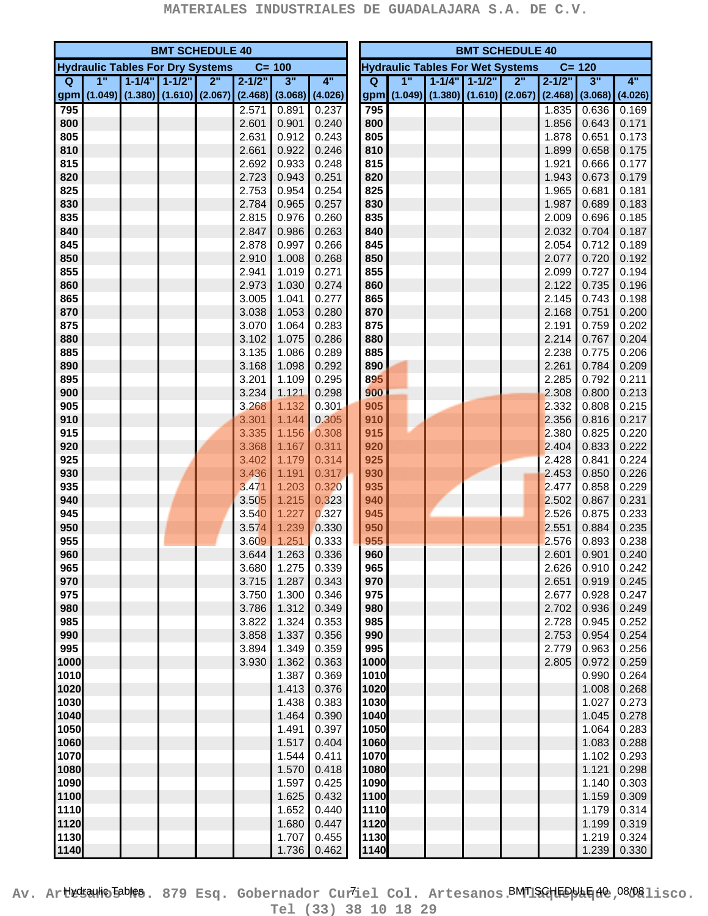MATERIALES INDUSTRIALES DE GUADALAJARA S.A. DE C.V.

| BMT SCHEDULE 40 | | | | | | | |
|---|---|---|---|---|---|---|---|
| Hydraulic Tables For Dry Systems C= 100 | | | | | | | |
| Q gpm | 1" (1.049) | 1-1/4" (1.380) | 1-1/2" (1.610) | 2" (2.067) | 2-1/2" (2.468) | 3" (3.068) | 4" (4.026) |
| 795 | | | | | 2.571 | 0.891 | 0.237 |
| 800 | | | | | 2.601 | 0.901 | 0.240 |
| 805 | | | | | 2.631 | 0.912 | 0.243 |
| 810 | | | | | 2.661 | 0.922 | 0.246 |
| 815 | | | | | 2.692 | 0.933 | 0.248 |
| 820 | | | | | 2.723 | 0.943 | 0.251 |
| 825 | | | | | 2.753 | 0.954 | 0.254 |
| 830 | | | | | 2.784 | 0.965 | 0.257 |
| 835 | | | | | 2.815 | 0.976 | 0.260 |
| 840 | | | | | 2.847 | 0.986 | 0.263 |
| 845 | | | | | 2.878 | 0.997 | 0.266 |
| 850 | | | | | 2.910 | 1.008 | 0.268 |
| 855 | | | | | 2.941 | 1.019 | 0.271 |
| 860 | | | | | 2.973 | 1.030 | 0.274 |
| 865 | | | | | 3.005 | 1.041 | 0.277 |
| 870 | | | | | 3.038 | 1.053 | 0.280 |
| 875 | | | | | 3.070 | 1.064 | 0.283 |
| 880 | | | | | 3.102 | 1.075 | 0.286 |
| 885 | | | | | 3.135 | 1.086 | 0.289 |
| 890 | | | | | 3.168 | 1.098 | 0.292 |
| 895 | | | | | 3.201 | 1.109 | 0.295 |
| 900 | | | | | 3.234 | 1.121 | 0.298 |
| 905 | | | | | 3.268 | 1.132 | 0.301 |
| 910 | | | | | 3.301 | 1.144 | 0.305 |
| 915 | | | | | 3.335 | 1.156 | 0.308 |
| 920 | | | | | 3.368 | 1.167 | 0.311 |
| 925 | | | | | 3.402 | 1.179 | 0.314 |
| 930 | | | | | 3.436 | 1.191 | 0.317 |
| 935 | | | | | 3.471 | 1.203 | 0.320 |
| 940 | | | | | 3.505 | 1.215 | 0.323 |
| 945 | | | | | 3.540 | 1.227 | 0.327 |
| 950 | | | | | 3.574 | 1.239 | 0.330 |
| 955 | | | | | 3.609 | 1.251 | 0.333 |
| 960 | | | | | 3.644 | 1.263 | 0.336 |
| 965 | | | | | 3.680 | 1.275 | 0.339 |
| 970 | | | | | 3.715 | 1.287 | 0.343 |
| 975 | | | | | 3.750 | 1.300 | 0.346 |
| 980 | | | | | 3.786 | 1.312 | 0.349 |
| 985 | | | | | 3.822 | 1.324 | 0.353 |
| 990 | | | | | 3.858 | 1.337 | 0.356 |
| 995 | | | | | 3.894 | 1.349 | 0.359 |
| 1000 | | | | | 3.930 | 1.362 | 0.363 |
| 1010 | | | | | | 1.387 | 0.369 |
| 1020 | | | | | | 1.413 | 0.376 |
| 1030 | | | | | | 1.438 | 0.383 |
| 1040 | | | | | | 1.464 | 0.390 |
| 1050 | | | | | | 1.491 | 0.397 |
| 1060 | | | | | | 1.517 | 0.404 |
| 1070 | | | | | | 1.544 | 0.411 |
| 1080 | | | | | | 1.570 | 0.418 |
| 1090 | | | | | | 1.597 | 0.425 |
| 1100 | | | | | | 1.625 | 0.432 |
| 1110 | | | | | | 1.652 | 0.440 |
| 1120 | | | | | | 1.680 | 0.447 |
| 1130 | | | | | | 1.707 | 0.455 |
| 1140 | | | | | | 1.736 | 0.462 |

| BMT SCHEDULE 40 | | | | | | | |
|---|---|---|---|---|---|---|---|
| Hydraulic Tables For Wet Systems C= 120 | | | | | | | |
| Q gpm | 1" (1.049) | 1-1/4" (1.380) | 1-1/2" (1.610) | 2" (2.067) | 2-1/2" (2.468) | 3" (3.068) | 4" (4.026) |
| 795 | | | | | 1.835 | 0.636 | 0.169 |
| 800 | | | | | 1.856 | 0.643 | 0.171 |
| 805 | | | | | 1.878 | 0.651 | 0.173 |
| 810 | | | | | 1.899 | 0.658 | 0.175 |
| 815 | | | | | 1.921 | 0.666 | 0.177 |
| 820 | | | | | 1.943 | 0.673 | 0.179 |
| 825 | | | | | 1.965 | 0.681 | 0.181 |
| 830 | | | | | 1.987 | 0.689 | 0.183 |
| 835 | | | | | 2.009 | 0.696 | 0.185 |
| 840 | | | | | 2.032 | 0.704 | 0.187 |
| 845 | | | | | 2.054 | 0.712 | 0.189 |
| 850 | | | | | 2.077 | 0.720 | 0.192 |
| 855 | | | | | 2.099 | 0.727 | 0.194 |
| 860 | | | | | 2.122 | 0.735 | 0.196 |
| 865 | | | | | 2.145 | 0.743 | 0.198 |
| 870 | | | | | 2.168 | 0.751 | 0.200 |
| 875 | | | | | 2.191 | 0.759 | 0.202 |
| 880 | | | | | 2.214 | 0.767 | 0.204 |
| 885 | | | | | 2.238 | 0.775 | 0.206 |
| 890 | | | | | 2.261 | 0.784 | 0.209 |
| 895 | | | | | 2.285 | 0.792 | 0.211 |
| 900 | | | | | 2.308 | 0.800 | 0.213 |
| 905 | | | | | 2.332 | 0.808 | 0.215 |
| 910 | | | | | 2.356 | 0.816 | 0.217 |
| 915 | | | | | 2.380 | 0.825 | 0.220 |
| 920 | | | | | 2.404 | 0.833 | 0.222 |
| 925 | | | | | 2.428 | 0.841 | 0.224 |
| 930 | | | | | 2.453 | 0.850 | 0.226 |
| 935 | | | | | 2.477 | 0.858 | 0.229 |
| 940 | | | | | 2.502 | 0.867 | 0.231 |
| 945 | | | | | 2.526 | 0.875 | 0.233 |
| 950 | | | | | 2.551 | 0.884 | 0.235 |
| 955 | | | | | 2.576 | 0.893 | 0.238 |
| 960 | | | | | 2.601 | 0.901 | 0.240 |
| 965 | | | | | 2.626 | 0.910 | 0.242 |
| 970 | | | | | 2.651 | 0.919 | 0.245 |
| 975 | | | | | 2.677 | 0.928 | 0.247 |
| 980 | | | | | 2.702 | 0.936 | 0.249 |
| 985 | | | | | 2.728 | 0.945 | 0.252 |
| 990 | | | | | 2.753 | 0.954 | 0.254 |
| 995 | | | | | 2.779 | 0.963 | 0.256 |
| 1000 | | | | | 2.805 | 0.972 | 0.259 |
| 1010 | | | | | | 0.990 | 0.264 |
| 1020 | | | | | | 1.008 | 0.268 |
| 1030 | | | | | | 1.027 | 0.273 |
| 1040 | | | | | | 1.045 | 0.278 |
| 1050 | | | | | | 1.064 | 0.283 |
| 1060 | | | | | | 1.083 | 0.288 |
| 1070 | | | | | | 1.102 | 0.293 |
| 1080 | | | | | | 1.121 | 0.298 |
| 1090 | | | | | | 1.140 | 0.303 |
| 1100 | | | | | | 1.159 | 0.309 |
| 1110 | | | | | | 1.179 | 0.314 |
| 1120 | | | | | | 1.199 | 0.319 |
| 1130 | | | | | | 1.219 | 0.324 |
| 1140 | | | | | | 1.239 | 0.330 |

Av. Artesanos No. 879 Esq. Gobernador Curiel Col. Artesanos. Tlaquepaque, Jalisco. Tel (33) 38 10 18 29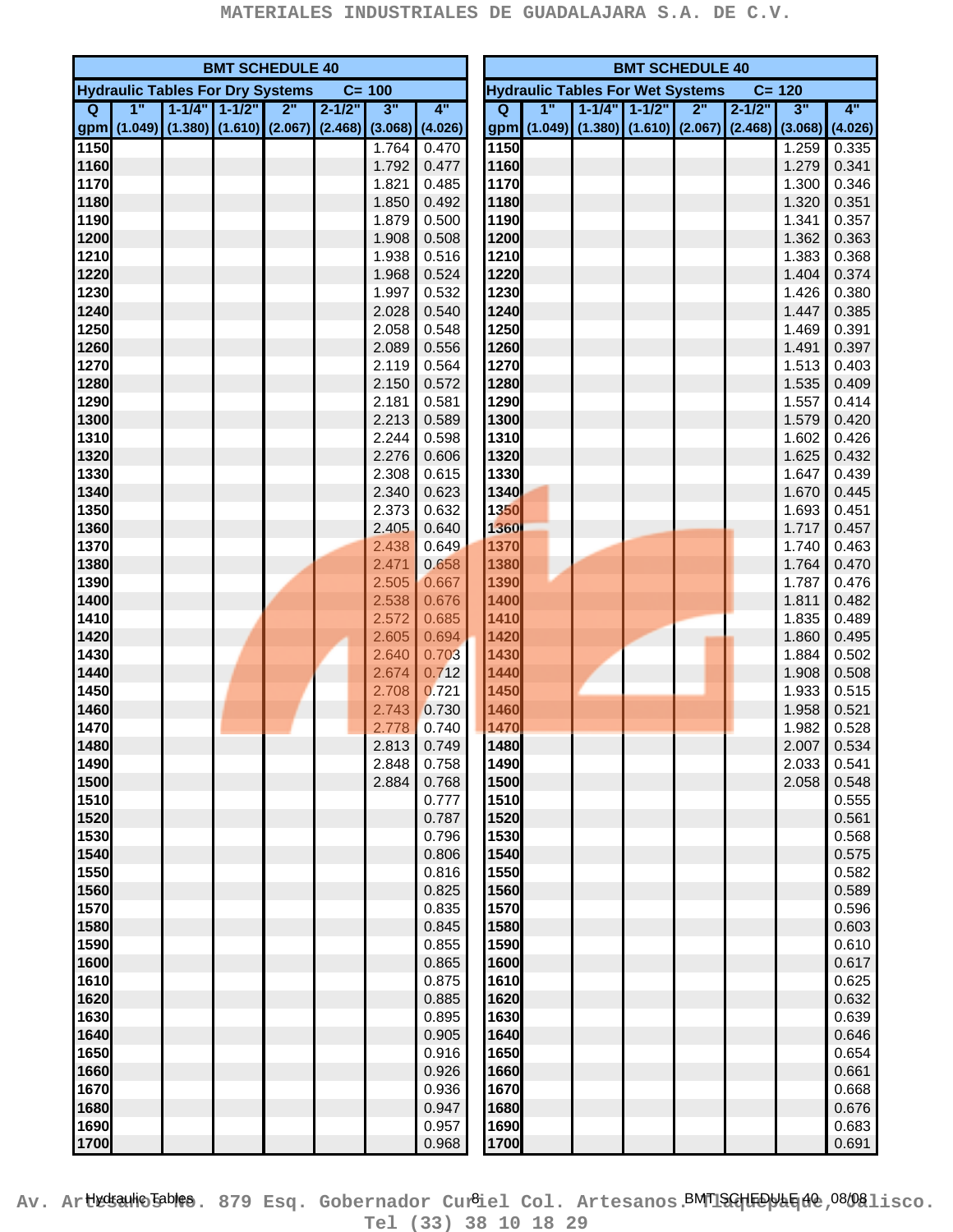| BMT SCHEDULE 40 | | | | | | | |
|---|---|---|---|---|---|---|---|
| Hydraulic Tables For Dry Systems C= 100 | | | | | | | |
| Q gpm | 1" (1.049) | 1-1/4" (1.380) | 1-1/2" (1.610) | 2" (2.067) | 2-1/2" (2.468) | 3" (3.068) | 4" (4.026) |
| 1150 | | | | | | 1.764 | 0.470 |
| 1160 | | | | | | 1.792 | 0.477 |
| 1170 | | | | | | 1.821 | 0.485 |
| 1180 | | | | | | 1.850 | 0.492 |
| 1190 | | | | | | 1.879 | 0.500 |
| 1200 | | | | | | 1.908 | 0.508 |
| 1210 | | | | | | 1.938 | 0.516 |
| 1220 | | | | | | 1.968 | 0.524 |
| 1230 | | | | | | 1.997 | 0.532 |
| 1240 | | | | | | 2.028 | 0.540 |
| 1250 | | | | | | 2.058 | 0.548 |
| 1260 | | | | | | 2.089 | 0.556 |
| 1270 | | | | | | 2.119 | 0.564 |
| 1280 | | | | | | 2.150 | 0.572 |
| 1290 | | | | | | 2.181 | 0.581 |
| 1300 | | | | | | 2.213 | 0.589 |
| 1310 | | | | | | 2.244 | 0.598 |
| 1320 | | | | | | 2.276 | 0.606 |
| 1330 | | | | | | 2.308 | 0.615 |
| 1340 | | | | | | 2.340 | 0.623 |
| 1350 | | | | | | 2.373 | 0.632 |
| 1360 | | | | | | 2.405 | 0.640 |
| 1370 | | | | | | 2.438 | 0.649 |
| 1380 | | | | | | 2.471 | 0.658 |
| 1390 | | | | | | 2.505 | 0.667 |
| 1400 | | | | | | 2.538 | 0.676 |
| 1410 | | | | | | 2.572 | 0.685 |
| 1420 | | | | | | 2.605 | 0.694 |
| 1430 | | | | | | 2.640 | 0.703 |
| 1440 | | | | | | 2.674 | 0.712 |
| 1450 | | | | | | 2.708 | 0.721 |
| 1460 | | | | | | 2.743 | 0.730 |
| 1470 | | | | | | 2.778 | 0.740 |
| 1480 | | | | | | 2.813 | 0.749 |
| 1490 | | | | | | 2.848 | 0.758 |
| 1500 | | | | | | 2.884 | 0.768 |
| 1510 | | | | | | | 0.777 |
| 1520 | | | | | | | 0.787 |
| 1530 | | | | | | | 0.796 |
| 1540 | | | | | | | 0.806 |
| 1550 | | | | | | | 0.816 |
| 1560 | | | | | | | 0.825 |
| 1570 | | | | | | | 0.835 |
| 1580 | | | | | | | 0.845 |
| 1590 | | | | | | | 0.855 |
| 1600 | | | | | | | 0.865 |
| 1610 | | | | | | | 0.875 |
| 1620 | | | | | | | 0.885 |
| 1630 | | | | | | | 0.895 |
| 1640 | | | | | | | 0.905 |
| 1650 | | | | | | | 0.916 |
| 1660 | | | | | | | 0.926 |
| 1670 | | | | | | | 0.936 |
| 1680 | | | | | | | 0.947 |
| 1690 | | | | | | | 0.957 |
| 1700 | | | | | | | 0.968 |

| BMT SCHEDULE 40 | | | | | | | |
|---|---|---|---|---|---|---|---|
| Hydraulic Tables For Wet Systems C= 120 | | | | | | | |
| Q gpm | 1" (1.049) | 1-1/4" (1.380) | 1-1/2" (1.610) | 2" (2.067) | 2-1/2" (2.468) | 3" (3.068) | 4" (4.026) |
| 1150 | | | | | | 1.259 | 0.335 |
| 1160 | | | | | | 1.279 | 0.341 |
| 1170 | | | | | | 1.300 | 0.346 |
| 1180 | | | | | | 1.320 | 0.351 |
| 1190 | | | | | | 1.341 | 0.357 |
| 1200 | | | | | | 1.362 | 0.363 |
| 1210 | | | | | | 1.383 | 0.368 |
| 1220 | | | | | | 1.404 | 0.374 |
| 1230 | | | | | | 1.426 | 0.380 |
| 1240 | | | | | | 1.447 | 0.385 |
| 1250 | | | | | | 1.469 | 0.391 |
| 1260 | | | | | | 1.491 | 0.397 |
| 1270 | | | | | | 1.513 | 0.403 |
| 1280 | | | | | | 1.535 | 0.409 |
| 1290 | | | | | | 1.557 | 0.414 |
| 1300 | | | | | | 1.579 | 0.420 |
| 1310 | | | | | | 1.602 | 0.426 |
| 1320 | | | | | | 1.625 | 0.432 |
| 1330 | | | | | | 1.647 | 0.439 |
| 1340 | | | | | | 1.670 | 0.445 |
| 1350 | | | | | | 1.693 | 0.451 |
| 1360 | | | | | | 1.717 | 0.457 |
| 1370 | | | | | | 1.740 | 0.463 |
| 1380 | | | | | | 1.764 | 0.470 |
| 1390 | | | | | | 1.787 | 0.476 |
| 1400 | | | | | | 1.811 | 0.482 |
| 1410 | | | | | | 1.835 | 0.489 |
| 1420 | | | | | | 1.860 | 0.495 |
| 1430 | | | | | | 1.884 | 0.502 |
| 1440 | | | | | | 1.908 | 0.508 |
| 1450 | | | | | | 1.933 | 0.515 |
| 1460 | | | | | | 1.958 | 0.521 |
| 1470 | | | | | | 1.982 | 0.528 |
| 1480 | | | | | | 2.007 | 0.534 |
| 1490 | | | | | | 2.033 | 0.541 |
| 1500 | | | | | | 2.058 | 0.548 |
| 1510 | | | | | | | 0.555 |
| 1520 | | | | | | | 0.561 |
| 1530 | | | | | | | 0.568 |
| 1540 | | | | | | | 0.575 |
| 1550 | | | | | | | 0.582 |
| 1560 | | | | | | | 0.589 |
| 1570 | | | | | | | 0.596 |
| 1580 | | | | | | | 0.603 |
| 1590 | | | | | | | 0.610 |
| 1600 | | | | | | | 0.617 |
| 1610 | | | | | | | 0.625 |
| 1620 | | | | | | | 0.632 |
| 1630 | | | | | | | 0.639 |
| 1640 | | | | | | | 0.646 |
| 1650 | | | | | | | 0.654 |
| 1660 | | | | | | | 0.661 |
| 1670 | | | | | | | 0.668 |
| 1680 | | | | | | | 0.676 |
| 1690 | | | | | | | 0.683 |
| 1700 | | | | | | | 0.691 |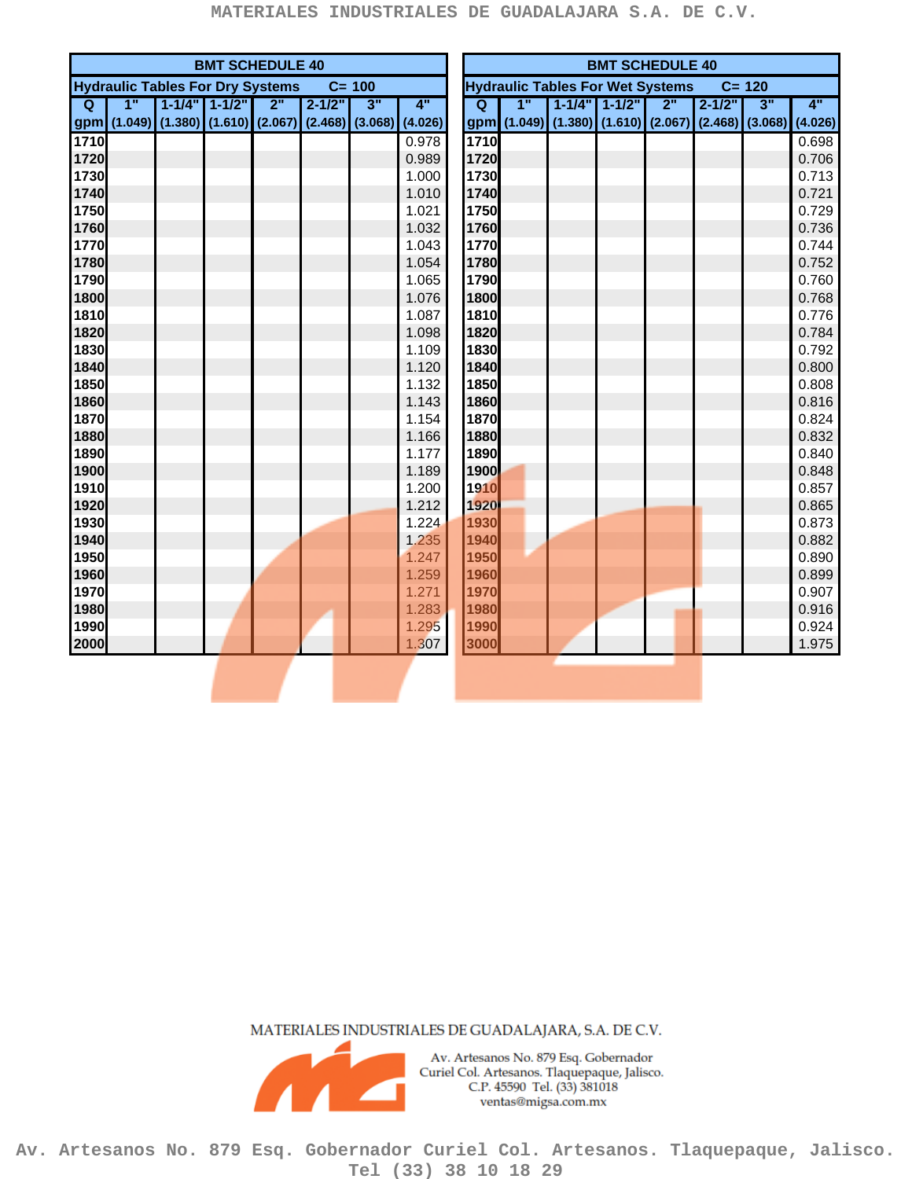| BMT SCHEDULE 40 | | | | | | | |
|---|---|---|---|---|---|---|---|
| Hydraulic Tables For Dry Systems C= 100 | | | | | | | |
| Q gpm | 1" (1.049) | 1-1/4" (1.380) | 1-1/2" (1.610) | 2" (2.067) | 2-1/2" (2.468) | 3" (3.068) | 4" (4.026) |
| 1710 | | | | | | | 0.978 |
| 1720 | | | | | | | 0.989 |
| 1730 | | | | | | | 1.000 |
| 1740 | | | | | | | 1.010 |
| 1750 | | | | | | | 1.021 |
| 1760 | | | | | | | 1.032 |
| 1770 | | | | | | | 1.043 |
| 1780 | | | | | | | 1.054 |
| 1790 | | | | | | | 1.065 |
| 1800 | | | | | | | 1.076 |
| 1810 | | | | | | | 1.087 |
| 1820 | | | | | | | 1.098 |
| 1830 | | | | | | | 1.109 |
| 1840 | | | | | | | 1.120 |
| 1850 | | | | | | | 1.132 |
| 1860 | | | | | | | 1.143 |
| 1870 | | | | | | | 1.154 |
| 1880 | | | | | | | 1.166 |
| 1890 | | | | | | | 1.177 |
| 1900 | | | | | | | 1.189 |
| 1910 | | | | | | | 1.200 |
| 1920 | | | | | | | 1.212 |
| 1930 | | | | | | | 1.224 |
| 1940 | | | | | | | 1.235 |
| 1950 | | | | | | | 1.247 |
| 1960 | | | | | | | 1.259 |
| 1970 | | | | | | | 1.271 |
| 1980 | | | | | | | 1.283 |
| 1990 | | | | | | | 1.295 |
| 2000 | | | | | | | 1.307 |

| BMT SCHEDULE 40 | | | | | | | |
|---|---|---|---|---|---|---|---|
| Hydraulic Tables For Wet Systems C= 120 | | | | | | | |
| Q gpm | 1" (1.049) | 1-1/4" (1.380) | 1-1/2" (1.610) | 2" (2.067) | 2-1/2" (2.468) | 3" (3.068) | 4" (4.026) |
| 1710 | | | | | | | 0.698 |
| 1720 | | | | | | | 0.706 |
| 1730 | | | | | | | 0.713 |
| 1740 | | | | | | | 0.721 |
| 1750 | | | | | | | 0.729 |
| 1760 | | | | | | | 0.736 |
| 1770 | | | | | | | 0.744 |
| 1780 | | | | | | | 0.752 |
| 1790 | | | | | | | 0.760 |
| 1800 | | | | | | | 0.768 |
| 1810 | | | | | | | 0.776 |
| 1820 | | | | | | | 0.784 |
| 1830 | | | | | | | 0.792 |
| 1840 | | | | | | | 0.800 |
| 1850 | | | | | | | 0.808 |
| 1860 | | | | | | | 0.816 |
| 1870 | | | | | | | 0.824 |
| 1880 | | | | | | | 0.832 |
| 1890 | | | | | | | 0.840 |
| 1900 | | | | | | | 0.848 |
| 1910 | | | | | | | 0.857 |
| 1920 | | | | | | | 0.865 |
| 1930 | | | | | | | 0.873 |
| 1940 | | | | | | | 0.882 |
| 1950 | | | | | | | 0.890 |
| 1960 | | | | | | | 0.899 |
| 1970 | | | | | | | 0.907 |
| 1980 | | | | | | | 0.916 |
| 1990 | | | | | | | 0.924 |
| 3000 | | | | | | | 1.975 |

MATERIALES INDUSTRIALES DE GUADALAJARA, S.A. DE C.V.

Av. Artesanos No. 879 Esq. Gobernador Curiel Col. Artesanos. Tlaquepaque, Jalisco. C.P. 45590 Tel. (33) 381018 ventas@migsa.com.mx